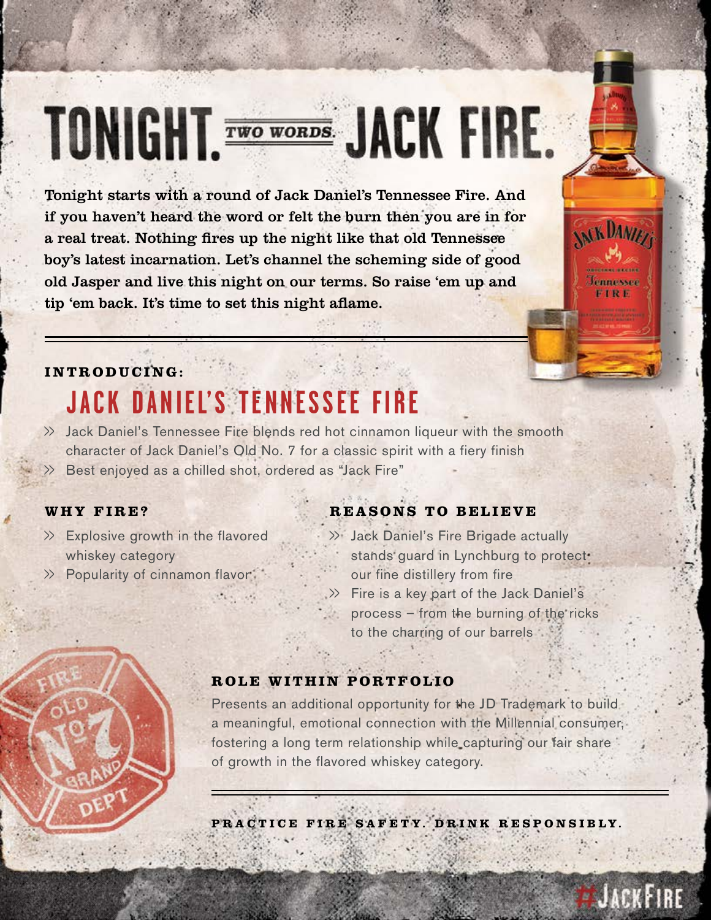# TONIGHT. TWO WORDS. JACK FIRE.

**Tonight starts with a round of Jack Daniel's Tennessee Fire. And if you haven't heard the word or felt the burn then you are in for a real treat. Nothing fires up the night like that old Tennessee boy's latest incarnation. Let's channel the scheming side of good old Jasper and live this night on our terms. So raise 'em up and tip 'em back. It's time to set this night aflame.**

**INTRODUCING:**

## JACK DANIEL'S TENNESSEE FIRE

- Jack Daniel's Tennessee Fire blends red hot cinnamon liqueur with the smooth character of Jack Daniel's Old No. 7 for a classic spirit with a fiery finish
- Best enjoyed as a chilled shot, ordered as "Jack Fire"

### WHY FIRE?

- Explosive growth in the flavored whiskey category
- Popularity of cinnamon flavor

### REASONS TO BELIEVE

- Jack Daniel's Fire Brigade actually stands guard in Lynchburg to protect our fine distillery from fire
- Fire is a key part of the Jack Daniel's process – from the burning of the ricks to the charring of our barrels

### ROLE WITHIN PORTFOLIO

Presents an additional opportunity for the JD Trademark to build a meaningful, emotional connection with the Millennial consumer, fostering a long term relationship while capturing our fair share of growth in the flavored whiskey category.

**PRACTICE FIRE SAFETY. DRINK RESPONSIBLY.**

#JACKFIRE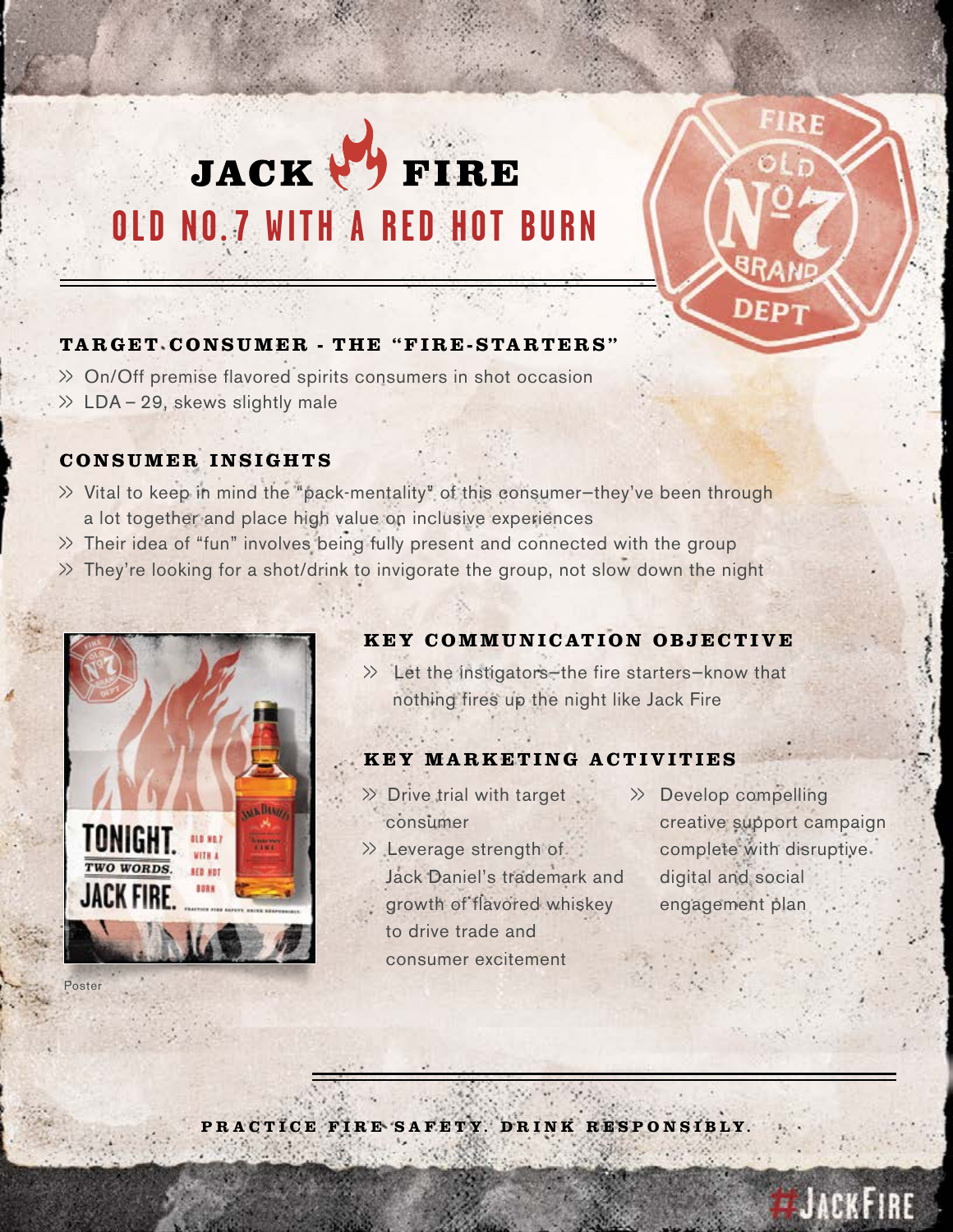# JACK FIRE

## OLD NO.7 WITH A RED HOT BURN

### TARGET CONSUMER - THE "FIRE-STARTERS"

- On/Off premise flavored spirits consumers in shot occasion
- LDA – 29, skews slightly male

### CONSUMER INSIGHTS

- Vital to keep in mind the "pack-mentality" of this consumer—they've been through a lot together and place high value on inclusive experiences
- Their idea of "fun" involves being fully present and connected with the group
- They're looking for a shot/drink to invigorate the group, not slow down the night

Poster

### KEY COMMUNICATION OBJECTIVE

- Let the instigators—the fire starters—know that nothing fires up the night like Jack Fire

### KEY MARKETING ACTIVITIES

- Drive trial with target consumer
- Leverage strength of Jack Daniel's trademark and growth of flavored whiskey to drive trade and consumer excitement
- Develop compelling creative support campaign complete with disruptive digital and social engagement plan

**PRACTICE FIRE SAFETY. DRINK RESPONSIBLY.**

#JACKFIRE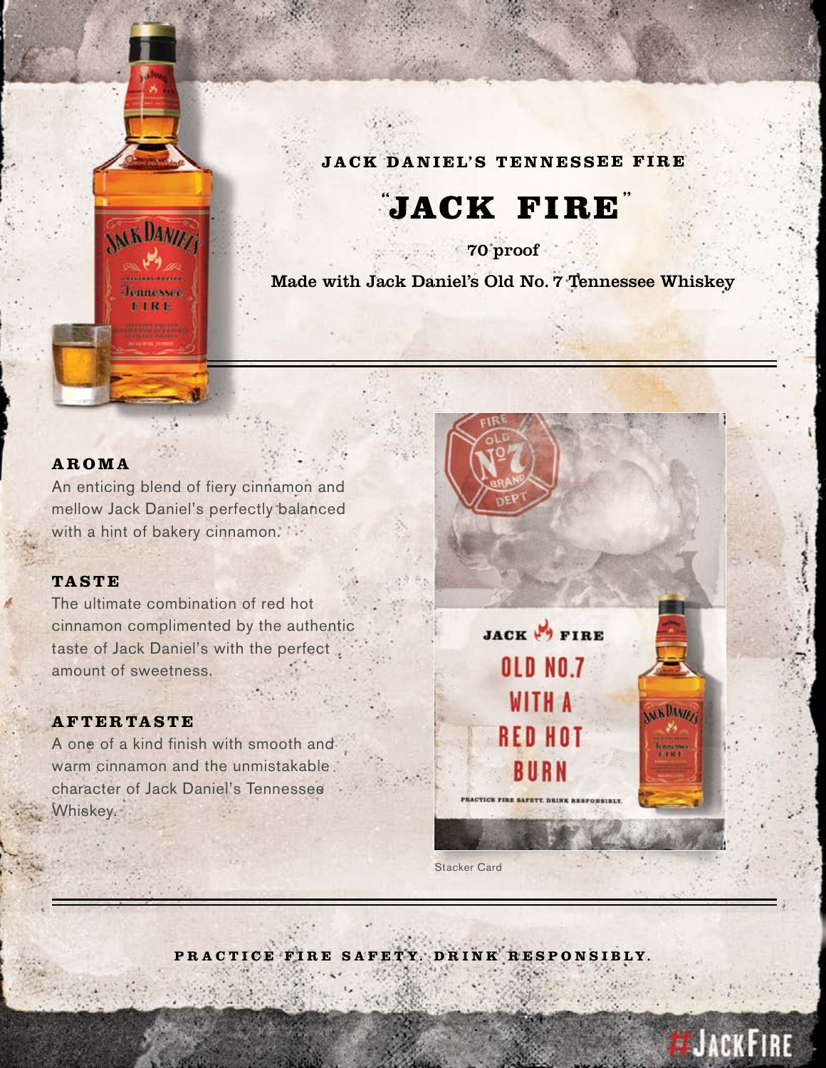JACK DANIEL'S TENNESSEE FIRE

# "JACK FIRE"

70 proof

Made with Jack Daniel's Old No. 7 Tennessee Whiskey

### AROMA

An enticing blend of fiery cinnamon and mellow Jack Daniel's perfectly balanced with a hint of bakery cinnamon.

### TASTE

The ultimate combination of red hot cinnamon complimented by the authentic taste of Jack Daniel's with the perfect amount of sweetness.

### AFTERTASTE

A one of a kind finish with smooth and warm cinnamon and the unmistakable character of Jack Daniel's Tennessee Whiskey.

Stacker Card

**PRACTICE FIRE SAFETY. DRINK RESPONSIBLY.**

#JACKFIRE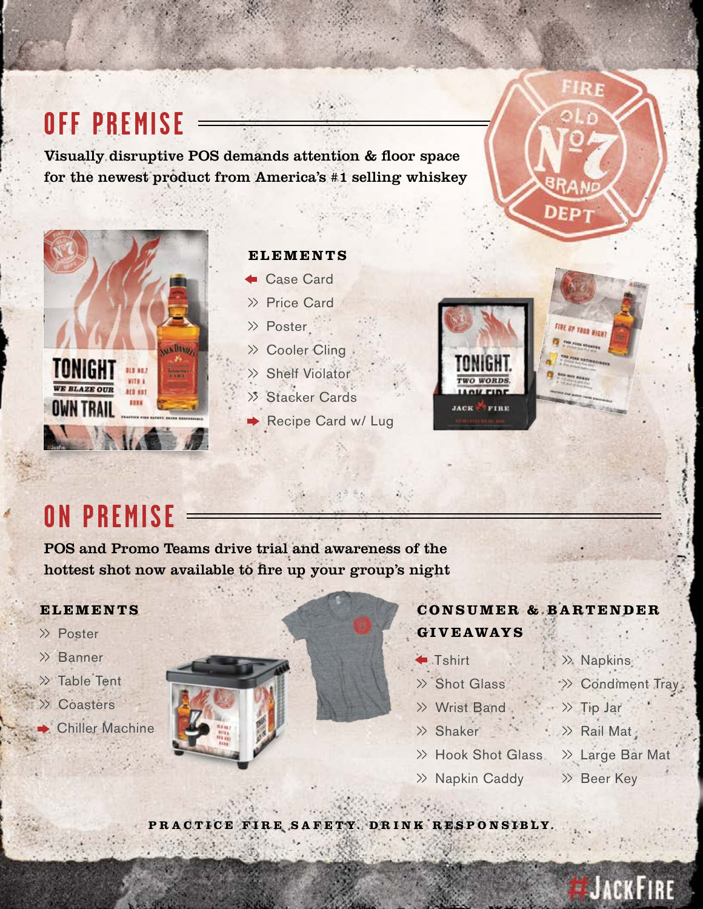## OFF PREMISE

**Visually disruptive POS demands attention & floor space for the newest product from America's #1 selling whiskey**

### ELEMENTS

- Case Card
- Price Card
- Poster
- Cooler Cling
- Shelf Violator
- Stacker Cards
- Recipe Card w/ Lug

## ON PREMISE

**POS and Promo Teams drive trial and awareness of the hottest shot now available to fire up your group's night**

### ELEMENTS

- Poster
- Banner
- Table Tent
- Coasters
- Chiller Machine

### CONSUMER & BARTENDER GIVEAWAYS

- Tshirt
- Shot Glass
- Wrist Band
- Shaker
- Hook Shot Glass
- Napkin Caddy
- Napkins
- Condiment Tray
- Tip Jar
- Rail Mat
- Large Bar Mat
- Beer Key

**PRACTICE FIRE SAFETY. DRINK RESPONSIBLY.**

#JACKFIRE